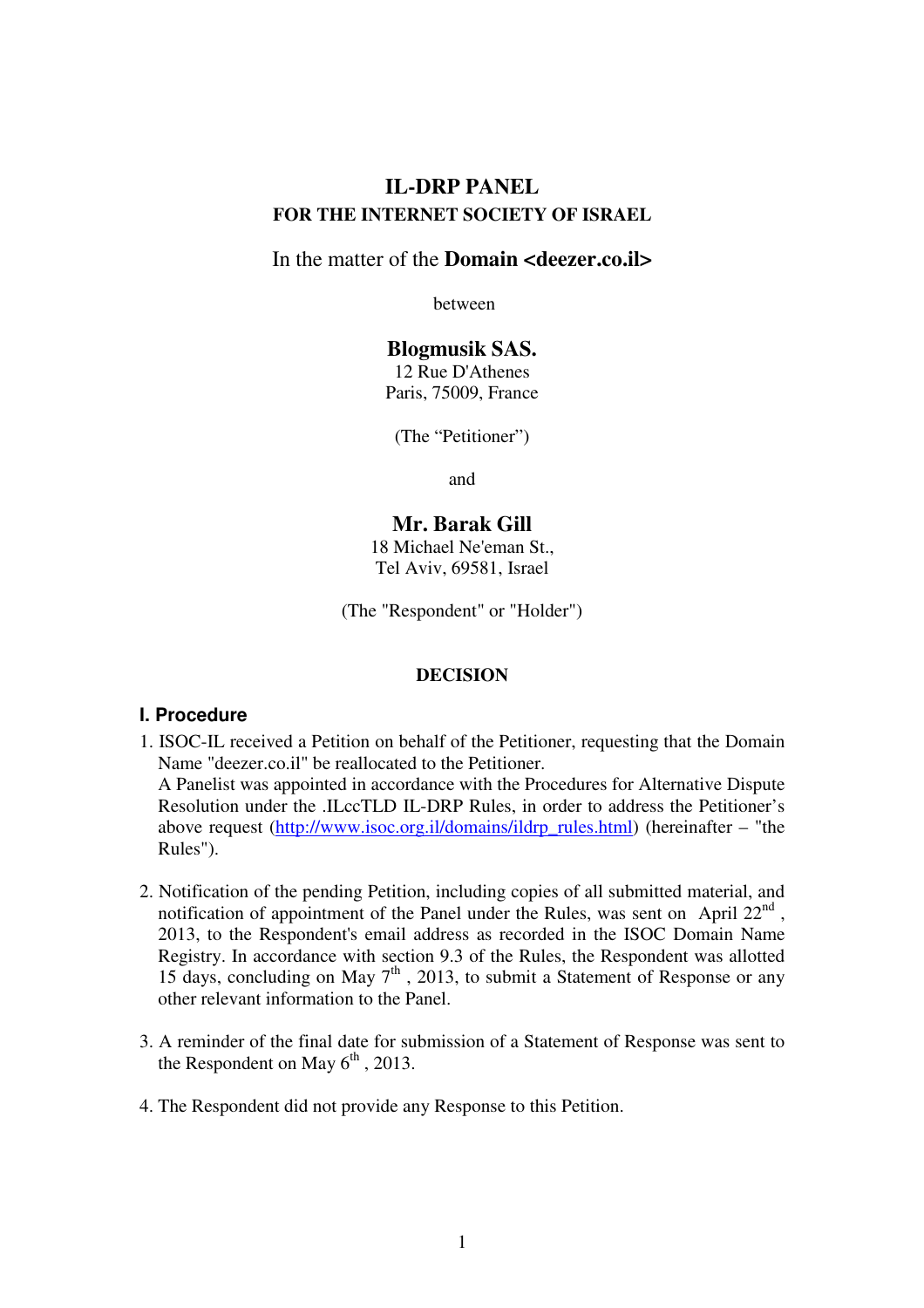# IL-DRP PANEL

## FOR THE INTERNET SOCIETY OF ISRAEL

In the matter of the **Domain <deezer.co.il>**

between

**Blogmusik SAS.**
12 Rue D'Athenes
Paris, 75009, France

(The "Petitioner")

and

**Mr. Barak Gill**
18 Michael Ne'eman St.,
Tel Aviv, 69581, Israel

(The "Respondent" or "Holder")

**DECISION**

## I. Procedure

1. ISOC-IL received a Petition on behalf of the Petitioner, requesting that the Domain Name "deezer.co.il" be reallocated to the Petitioner.
   A Panelist was appointed in accordance with the Procedures for Alternative Dispute Resolution under the .ILccTLD IL-DRP Rules, in order to address the Petitioner's above request (http://www.isoc.org.il/domains/ildrp_rules.html) (hereinafter – "the Rules").

2. Notification of the pending Petition, including copies of all submitted material, and notification of appointment of the Panel under the Rules, was sent on April 22nd, 2013, to the Respondent's email address as recorded in the ISOC Domain Name Registry. In accordance with section 9.3 of the Rules, the Respondent was allotted 15 days, concluding on May 7th, 2013, to submit a Statement of Response or any other relevant information to the Panel.

3. A reminder of the final date for submission of a Statement of Response was sent to the Respondent on May 6th, 2013.

4. The Respondent did not provide any Response to this Petition.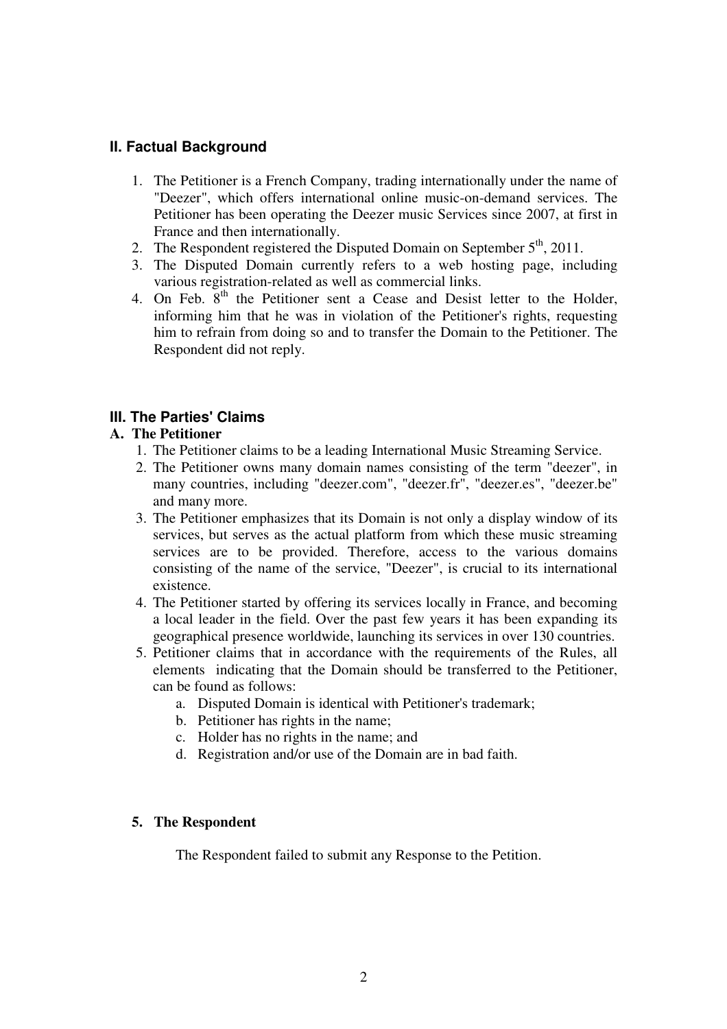## II. Factual Background

1. The Petitioner is a French Company, trading internationally under the name of "Deezer", which offers international online music-on-demand services. The Petitioner has been operating the Deezer music Services since 2007, at first in France and then internationally.
2. The Respondent registered the Disputed Domain on September 5th, 2011.
3. The Disputed Domain currently refers to a web hosting page, including various registration-related as well as commercial links.
4. On Feb. 8th the Petitioner sent a Cease and Desist letter to the Holder, informing him that he was in violation of the Petitioner's rights, requesting him to refrain from doing so and to transfer the Domain to the Petitioner. The Respondent did not reply.

## III. The Parties' Claims

### A. The Petitioner

1. The Petitioner claims to be a leading International Music Streaming Service.
2. The Petitioner owns many domain names consisting of the term "deezer", in many countries, including "deezer.com", "deezer.fr", "deezer.es", "deezer.be" and many more.
3. The Petitioner emphasizes that its Domain is not only a display window of its services, but serves as the actual platform from which these music streaming services are to be provided. Therefore, access to the various domains consisting of the name of the service, "Deezer", is crucial to its international existence.
4. The Petitioner started by offering its services locally in France, and becoming a local leader in the field. Over the past few years it has been expanding its geographical presence worldwide, launching its services in over 130 countries.
5. Petitioner claims that in accordance with the requirements of the Rules, all elements indicating that the Domain should be transferred to the Petitioner, can be found as follows:
   a. Disputed Domain is identical with Petitioner's trademark;
   b. Petitioner has rights in the name;
   c. Holder has no rights in the name; and
   d. Registration and/or use of the Domain are in bad faith.

### 5. The Respondent

The Respondent failed to submit any Response to the Petition.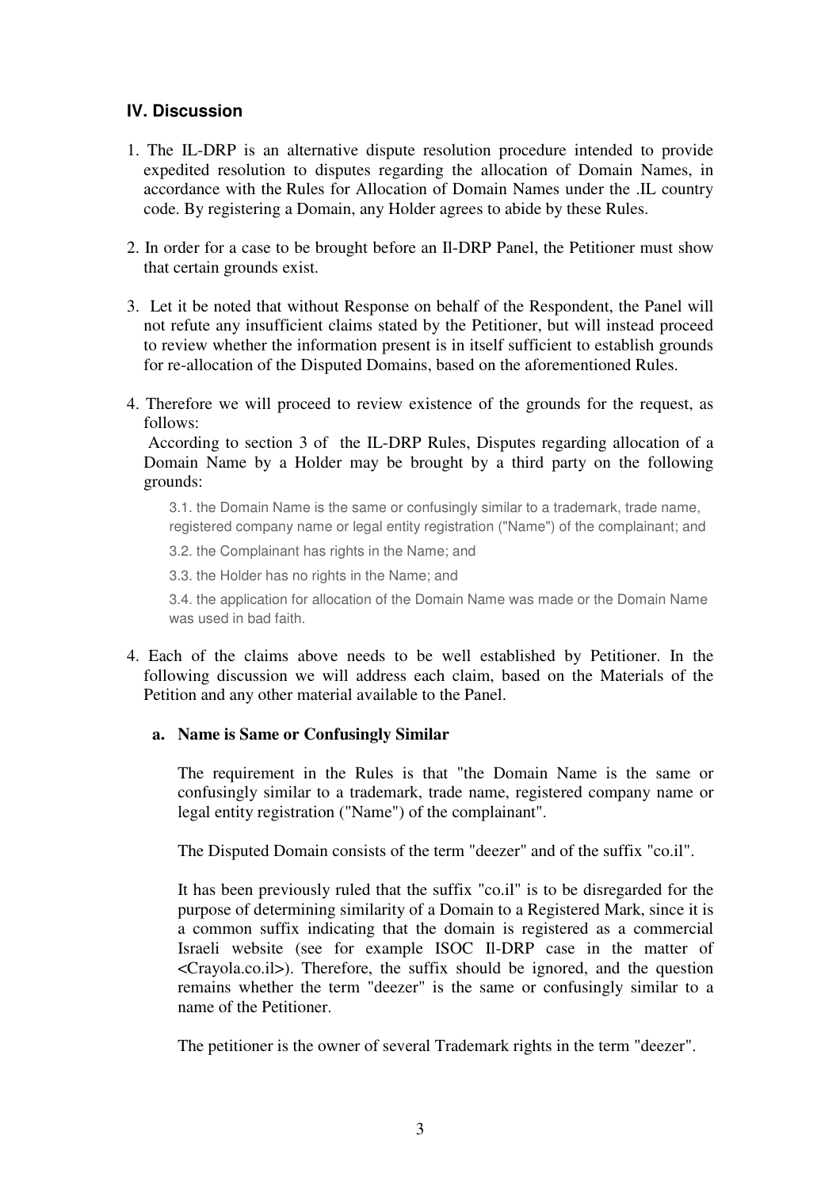## IV. Discussion

1. The IL-DRP is an alternative dispute resolution procedure intended to provide expedited resolution to disputes regarding the allocation of Domain Names, in accordance with the Rules for Allocation of Domain Names under the .IL country code. By registering a Domain, any Holder agrees to abide by these Rules.

2. In order for a case to be brought before an Il-DRP Panel, the Petitioner must show that certain grounds exist.

3. Let it be noted that without Response on behalf of the Respondent, the Panel will not refute any insufficient claims stated by the Petitioner, but will instead proceed to review whether the information present is in itself sufficient to establish grounds for re-allocation of the Disputed Domains, based on the aforementioned Rules.

4. Therefore we will proceed to review existence of the grounds for the request, as follows:
   According to section 3 of the IL-DRP Rules, Disputes regarding allocation of a Domain Name by a Holder may be brought by a third party on the following grounds:

   3.1. the Domain Name is the same or confusingly similar to a trademark, trade name, registered company name or legal entity registration ("Name") of the complainant; and

   3.2. the Complainant has rights in the Name; and

   3.3. the Holder has no rights in the Name; and

   3.4. the application for allocation of the Domain Name was made or the Domain Name was used in bad faith.

4. Each of the claims above needs to be well established by Petitioner. In the following discussion we will address each claim, based on the Materials of the Petition and any other material available to the Panel.

   **a. Name is Same or Confusingly Similar**

   The requirement in the Rules is that "the Domain Name is the same or confusingly similar to a trademark, trade name, registered company name or legal entity registration ("Name") of the complainant".

   The Disputed Domain consists of the term "deezer" and of the suffix "co.il".

   It has been previously ruled that the suffix "co.il" is to be disregarded for the purpose of determining similarity of a Domain to a Registered Mark, since it is a common suffix indicating that the domain is registered as a commercial Israeli website (see for example ISOC Il-DRP case in the matter of <Crayola.co.il>). Therefore, the suffix should be ignored, and the question remains whether the term "deezer" is the same or confusingly similar to a name of the Petitioner.

   The petitioner is the owner of several Trademark rights in the term "deezer".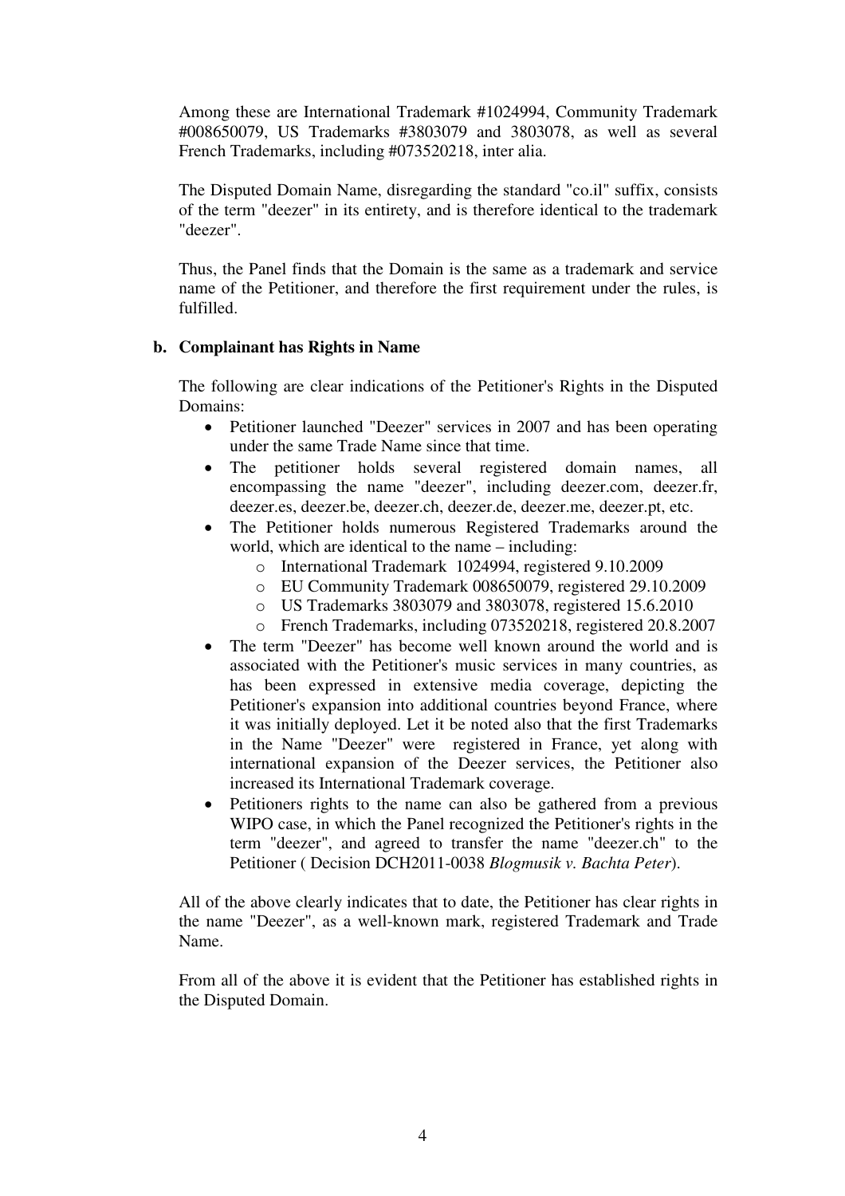Among these are International Trademark #1024994, Community Trademark #008650079, US Trademarks #3803079 and 3803078, as well as several French Trademarks, including #073520218, inter alia.

The Disputed Domain Name, disregarding the standard "co.il" suffix, consists of the term "deezer" in its entirety, and is therefore identical to the trademark "deezer".

Thus, the Panel finds that the Domain is the same as a trademark and service name of the Petitioner, and therefore the first requirement under the rules, is fulfilled.

**b. Complainant has Rights in Name**

The following are clear indications of the Petitioner's Rights in the Disputed Domains:

- Petitioner launched "Deezer" services in 2007 and has been operating under the same Trade Name since that time.
- The petitioner holds several registered domain names, all encompassing the name "deezer", including deezer.com, deezer.fr, deezer.es, deezer.be, deezer.ch, deezer.de, deezer.me, deezer.pt, etc.
- The Petitioner holds numerous Registered Trademarks around the world, which are identical to the name – including:
  - International Trademark 1024994, registered 9.10.2009
  - EU Community Trademark 008650079, registered 29.10.2009
  - US Trademarks 3803079 and 3803078, registered 15.6.2010
  - French Trademarks, including 073520218, registered 20.8.2007
- The term "Deezer" has become well known around the world and is associated with the Petitioner's music services in many countries, as has been expressed in extensive media coverage, depicting the Petitioner's expansion into additional countries beyond France, where it was initially deployed. Let it be noted also that the first Trademarks in the Name "Deezer" were registered in France, yet along with international expansion of the Deezer services, the Petitioner also increased its International Trademark coverage.
- Petitioners rights to the name can also be gathered from a previous WIPO case, in which the Panel recognized the Petitioner's rights in the term "deezer", and agreed to transfer the name "deezer.ch" to the Petitioner ( Decision DCH2011-0038 *Blogmusik v. Bachta Peter*).

All of the above clearly indicates that to date, the Petitioner has clear rights in the name "Deezer", as a well-known mark, registered Trademark and Trade Name.

From all of the above it is evident that the Petitioner has established rights in the Disputed Domain.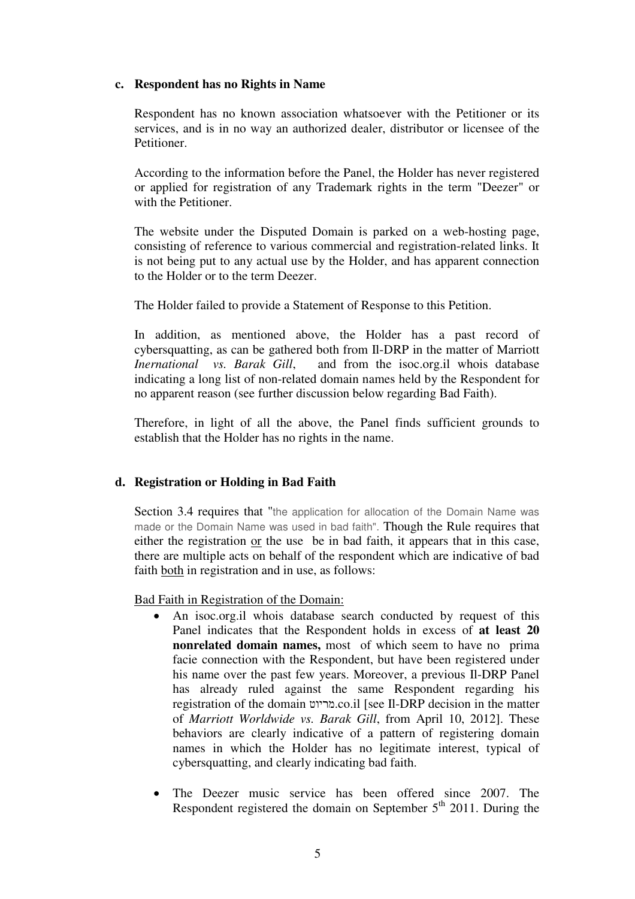**c. Respondent has no Rights in Name**

Respondent has no known association whatsoever with the Petitioner or its services, and is in no way an authorized dealer, distributor or licensee of the Petitioner.

According to the information before the Panel, the Holder has never registered or applied for registration of any Trademark rights in the term "Deezer" or with the Petitioner.

The website under the Disputed Domain is parked on a web-hosting page, consisting of reference to various commercial and registration-related links. It is not being put to any actual use by the Holder, and has apparent connection to the Holder or to the term Deezer.

The Holder failed to provide a Statement of Response to this Petition.

In addition, as mentioned above, the Holder has a past record of cybersquatting, as can be gathered both from Il-DRP in the matter of Marriott *Inernational vs. Barak Gill*, and from the isoc.org.il whois database indicating a long list of non-related domain names held by the Respondent for no apparent reason (see further discussion below regarding Bad Faith).

Therefore, in light of all the above, the Panel finds sufficient grounds to establish that the Holder has no rights in the name.

**d. Registration or Holding in Bad Faith**

Section 3.4 requires that "the application for allocation of the Domain Name was made or the Domain Name was used in bad faith". Though the Rule requires that either the registration or the use be in bad faith, it appears that in this case, there are multiple acts on behalf of the respondent which are indicative of bad faith both in registration and in use, as follows:

Bad Faith in Registration of the Domain:

- An isoc.org.il whois database search conducted by request of this Panel indicates that the Respondent holds in excess of **at least 20 nonrelated domain names,** most of which seem to have no prima facie connection with the Respondent, but have been registered under his name over the past few years. Moreover, a previous Il-DRP Panel has already ruled against the same Respondent regarding his registration of the domain מריוט.co.il [see Il-DRP decision in the matter of *Marriott Worldwide vs. Barak Gill*, from April 10, 2012]. These behaviors are clearly indicative of a pattern of registering domain names in which the Holder has no legitimate interest, typical of cybersquatting, and clearly indicating bad faith.
- The Deezer music service has been offered since 2007. The Respondent registered the domain on September 5th 2011. During the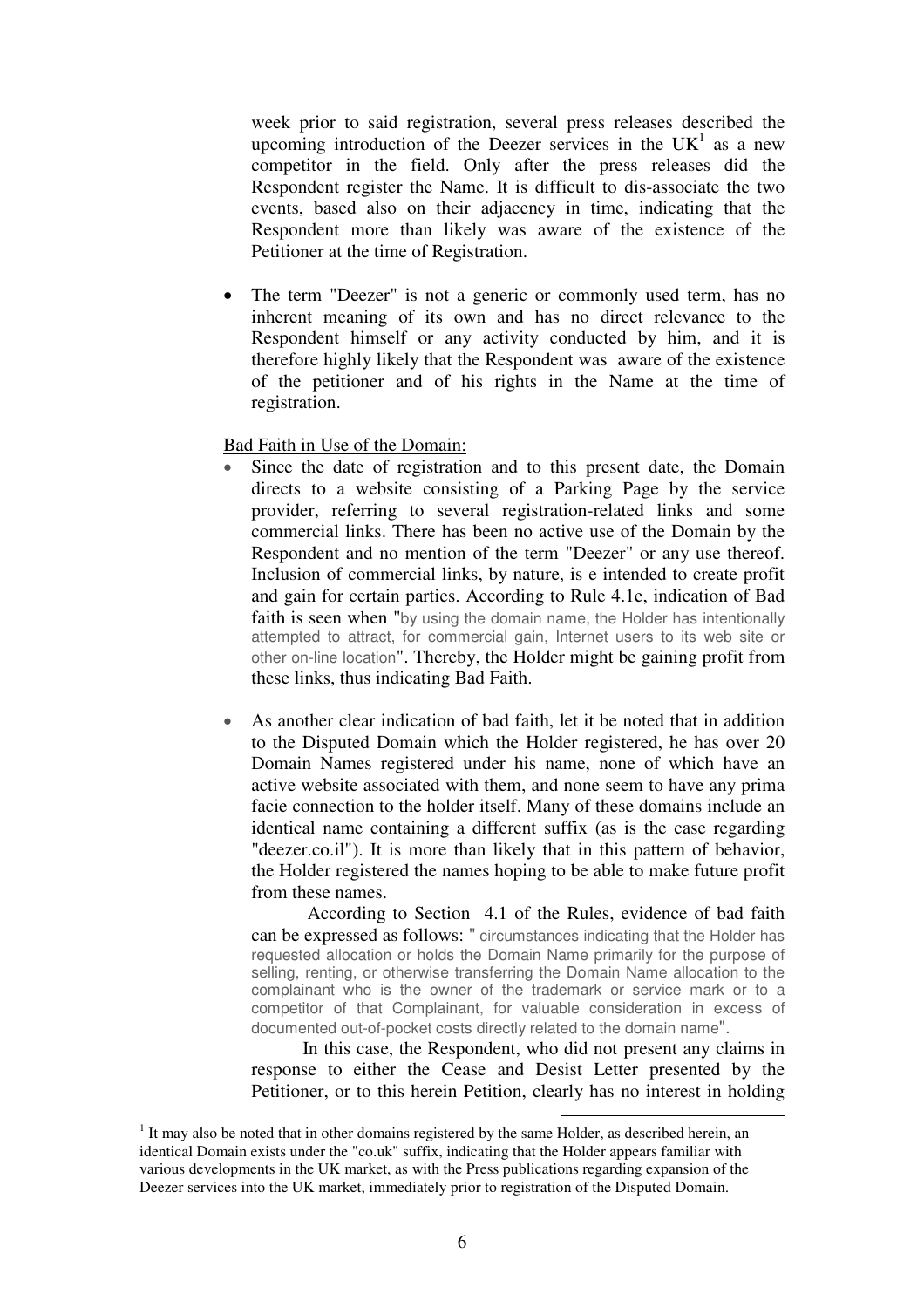week prior to said registration, several press releases described the upcoming introduction of the Deezer services in the UK[1] as a new competitor in the field. Only after the press releases did the Respondent register the Name. It is difficult to dis-associate the two events, based also on their adjacency in time, indicating that the Respondent more than likely was aware of the existence of the Petitioner at the time of Registration.

- The term "Deezer" is not a generic or commonly used term, has no inherent meaning of its own and has no direct relevance to the Respondent himself or any activity conducted by him, and it is therefore highly likely that the Respondent was aware of the existence of the petitioner and of his rights in the Name at the time of registration.

Bad Faith in Use of the Domain:

- Since the date of registration and to this present date, the Domain directs to a website consisting of a Parking Page by the service provider, referring to several registration-related links and some commercial links. There has been no active use of the Domain by the Respondent and no mention of the term "Deezer" or any use thereof. Inclusion of commercial links, by nature, is e intended to create profit and gain for certain parties. According to Rule 4.1e, indication of Bad faith is seen when "by using the domain name, the Holder has intentionally attempted to attract, for commercial gain, Internet users to its web site or other on-line location". Thereby, the Holder might be gaining profit from these links, thus indicating Bad Faith.

- As another clear indication of bad faith, let it be noted that in addition to the Disputed Domain which the Holder registered, he has over 20 Domain Names registered under his name, none of which have an active website associated with them, and none seem to have any prima facie connection to the holder itself. Many of these domains include an identical name containing a different suffix (as is the case regarding "deezer.co.il"). It is more than likely that in this pattern of behavior, the Holder registered the names hoping to be able to make future profit from these names.

  According to Section 4.1 of the Rules, evidence of bad faith can be expressed as follows: " circumstances indicating that the Holder has requested allocation or holds the Domain Name primarily for the purpose of selling, renting, or otherwise transferring the Domain Name allocation to the complainant who is the owner of the trademark or service mark or to a competitor of that Complainant, for valuable consideration in excess of documented out-of-pocket costs directly related to the domain name".

  In this case, the Respondent, who did not present any claims in response to either the Cease and Desist Letter presented by the Petitioner, or to this herein Petition, clearly has no interest in holding

[1] It may also be noted that in other domains registered by the same Holder, as described herein, an identical Domain exists under the "co.uk" suffix, indicating that the Holder appears familiar with various developments in the UK market, as with the Press publications regarding expansion of the Deezer services into the UK market, immediately prior to registration of the Disputed Domain.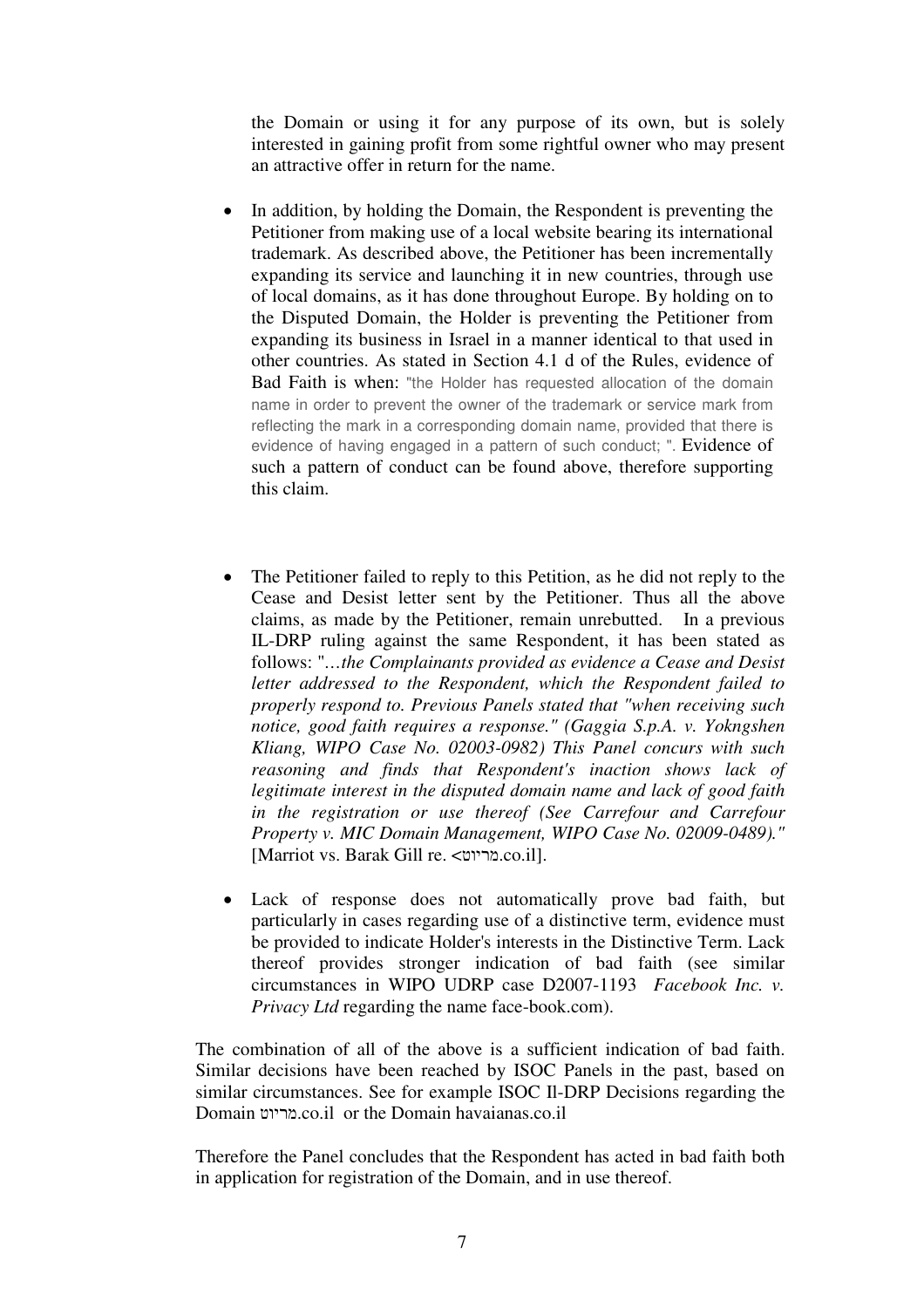the Domain or using it for any purpose of its own, but is solely interested in gaining profit from some rightful owner who may present an attractive offer in return for the name.

- In addition, by holding the Domain, the Respondent is preventing the Petitioner from making use of a local website bearing its international trademark. As described above, the Petitioner has been incrementally expanding its service and launching it in new countries, through use of local domains, as it has done throughout Europe. By holding on to the Disputed Domain, the Holder is preventing the Petitioner from expanding its business in Israel in a manner identical to that used in other countries. As stated in Section 4.1 d of the Rules, evidence of Bad Faith is when: "the Holder has requested allocation of the domain name in order to prevent the owner of the trademark or service mark from reflecting the mark in a corresponding domain name, provided that there is evidence of having engaged in a pattern of such conduct; ". Evidence of such a pattern of conduct can be found above, therefore supporting this claim.

- The Petitioner failed to reply to this Petition, as he did not reply to the Cease and Desist letter sent by the Petitioner. Thus all the above claims, as made by the Petitioner, remain unrebutted. In a previous IL-DRP ruling against the same Respondent, it has been stated as follows: "*…the Complainants provided as evidence a Cease and Desist letter addressed to the Respondent, which the Respondent failed to properly respond to. Previous Panels stated that "when receiving such notice, good faith requires a response." (Gaggia S.p.A. v. Yokngshen Kliang, WIPO Case No. 02003-0982) This Panel concurs with such reasoning and finds that Respondent's inaction shows lack of legitimate interest in the disputed domain name and lack of good faith in the registration or use thereof (See Carrefour and Carrefour Property v. MIC Domain Management, WIPO Case No. 02009-0489)."* [Marriot vs. Barak Gill re. <מריוט.co.il].

- Lack of response does not automatically prove bad faith, but particularly in cases regarding use of a distinctive term, evidence must be provided to indicate Holder's interests in the Distinctive Term. Lack thereof provides stronger indication of bad faith (see similar circumstances in WIPO UDRP case D2007-1193 *Facebook Inc. v. Privacy Ltd* regarding the name face-book.com).

The combination of all of the above is a sufficient indication of bad faith. Similar decisions have been reached by ISOC Panels in the past, based on similar circumstances. See for example ISOC Il-DRP Decisions regarding the Domain מריוט.co.il or the Domain havaianas.co.il

Therefore the Panel concludes that the Respondent has acted in bad faith both in application for registration of the Domain, and in use thereof.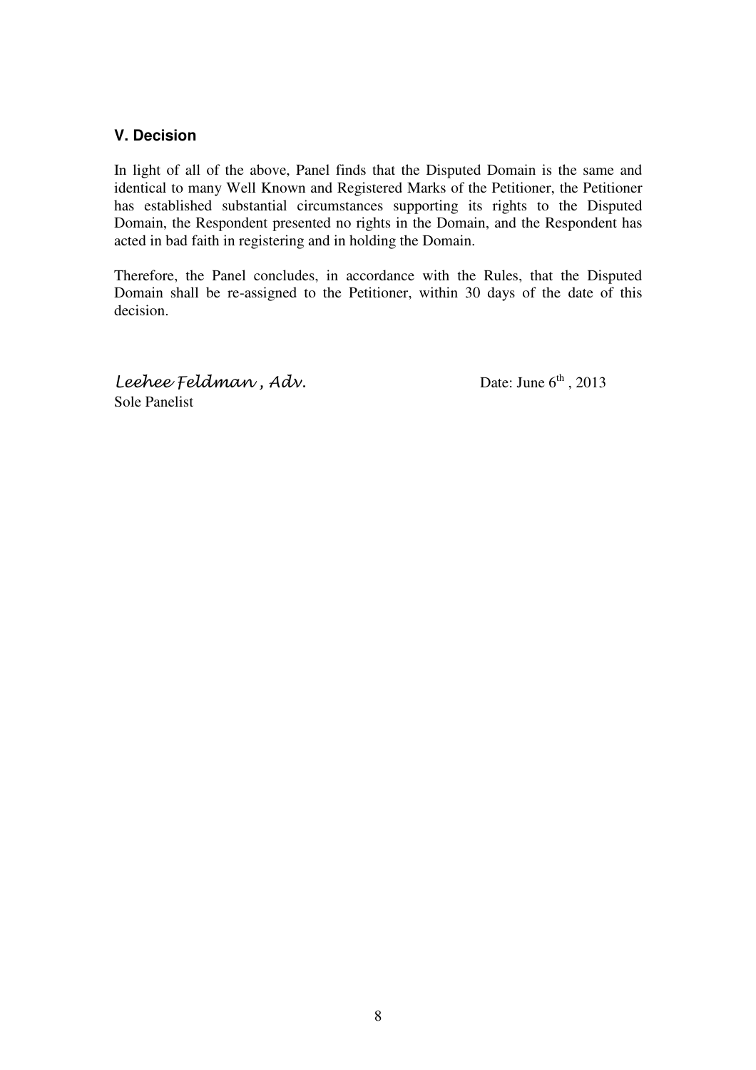### V. Decision

In light of all of the above, Panel finds that the Disputed Domain is the same and identical to many Well Known and Registered Marks of the Petitioner, the Petitioner has established substantial circumstances supporting its rights to the Disputed Domain, the Respondent presented no rights in the Domain, and the Respondent has acted in bad faith in registering and in holding the Domain.

Therefore, the Panel concludes, in accordance with the Rules, that the Disputed Domain shall be re-assigned to the Petitioner, within 30 days of the date of this decision.

*Leehee Feldman , Adv.* Date: June 6th , 2013

Sole Panelist